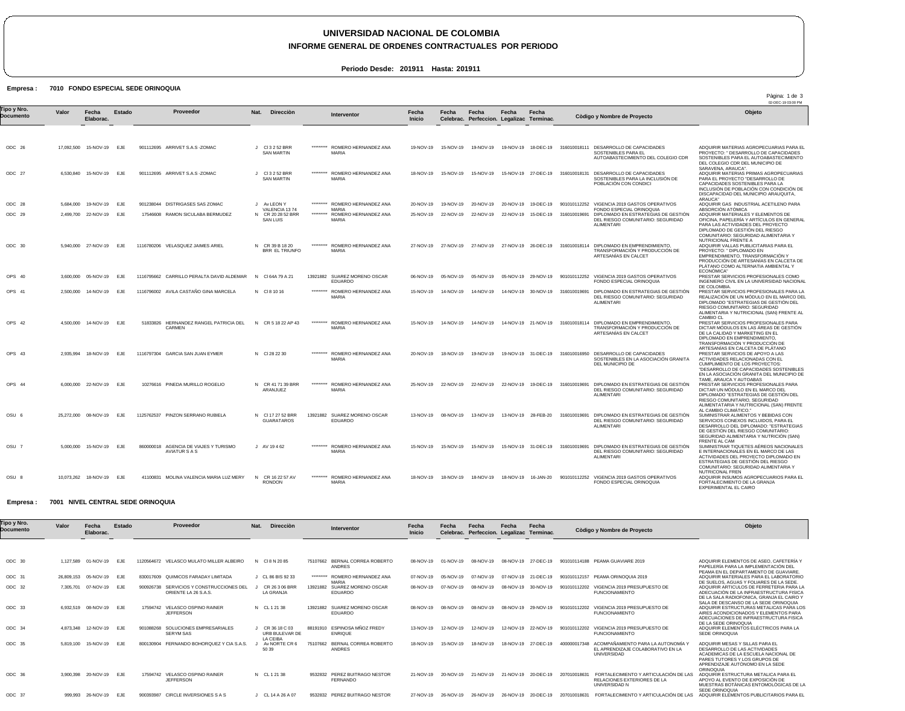# UNIVERSIDAD NACIONAL DE COLOMBIA

## INFORME GENERAL DE ORDENES CONTRACTUALES POR PERIODO

**Periodo Desde: 201911 Hasta: 201911**

**Empresa : 7010 FONDO ESPECIAL SEDE ORINOQUIA**

| Tipo y Nro. Documento | Valor | Fecha Elaborac. | Estado | Proveedor | Nat. | Dirección | Interventor | Fecha Inicio | Fecha Celebrac. | Fecha Perfeccion. | Fecha Legalizac | Fecha Terminac. | Còdigo y Nombre de Proyecto | Objeto |
|---|---|---|---|---|---|---|---|---|---|---|---|---|---|---|
| ODC 26 | 17,092,500 | 15-NOV-19 | EJE | 901112695 ARRIVET S.A.S -ZOMAC | J | Cl 3 2 52 BRR SAN MARTIN | ********* ROMERO HERNANDEZ ANA MARIA | 19-NOV-19 | 15-NOV-19 | 19-NOV-19 | 19-NOV-19 | 18-DEC-19 | 316010018111 DESARROLLO DE CAPACIDADES SOSTENIBLES PARA EL AUTOABASTECIMIENTO DEL COLEGIO CDR | ADQUIRIR MATERIAS AGROPECUARIAS PARA EL PROYECTO: " DESARROLLO DE CAPACIDADES SOSTENIBLES PARA EL AUTOABASTECIMIENTO DEL COLEGIO CDR DEL MUNICIPIO DE SARAVENA, ARAUCA". |
| ODC 27 | 6,530,840 | 15-NOV-19 | EJE | 901112695 ARRIVET S.A.S -ZOMAC | J | Cl 3 2 52 BRR SAN MARTIN | ********* ROMERO HERNANDEZ ANA MARIA | 18-NOV-19 | 15-NOV-19 | 15-NOV-19 | 15-NOV-19 | 27-DEC-19 | 316010018131 DESARROLLO DE CAPACIDADES SOSTENIBLES PARA LA INCLUSIÓN DE POBLACIÓN CON CONDICI | ADQUIRIR MATERIAS PRIMAS AGROPECUARIAS PARA EL PROYECTO "DESARROLLO DE CAPACIDADES SOSTENIBLES PARA LA INCLUSIÓN DE POBLACIÓN CON CONDICIÓN DE DISCAPACIDAD DEL MUNICIPIO ARAUQUITA, ARAUCA" |
| ODC 28 | 5,684,000 | 19-NOV-19 | EJE | 901238044 DISTRIGASES SAS ZOMAC | J | Av LEON Y VALENCIA 13 74 | ********* ROMERO HERNANDEZ ANA MARIA | 20-NOV-19 | 19-NOV-19 | 20-NOV-19 | 20-NOV-19 | 19-DEC-19 | 901010112252 VIGENCIA 2019 GASTOS OPERATIVOS FONDO ESPECIAL ORINOQUIA | ADQUIRIR GAS INDUSTRIAL ACETILENO PARA ABSORCIÓN ATÓMICA |
| ODC 29 | 2,499,700 | 22-NOV-19 | EJE | 17546608 RAMON SICULABA BERMUDEZ | N | CR 20 28 52 BRR SAN LUIS | ********* ROMERO HERNANDEZ ANA MARIA | 25-NOV-19 | 22-NOV-19 | 22-NOV-19 | 22-NOV-19 | 15-DEC-19 | 316010019691 DIPLOMADO EN ESTRATEGIAS DE GESTIÓN DEL RIESGO COMUNITARIO: SEGURIDAD ALIMENTARI | ADQUIRIR MATERIALES Y ELEMENTOS DE OFICINA, PAPELERÍA Y ARTÍCULOS EN GENERAL PARA LAS ACTIVIDADES DEL PROYECTO DIPLOMADO DE GESTIÓN DEL RIESGO COMUNITARIO: SEGURIDAD ALIMENTARIA Y NUTRICIONAL FRENTE A |
| ODC 30 | 5,940,000 | 27-NOV-19 | EJE | 1116780206 VELASQUEZ JAIMES ARIEL | N | CR 39 B 18 20 BRR EL TRIUNFO | ********* ROMERO HERNANDEZ ANA MARIA | 27-NOV-19 | 27-NOV-19 | 27-NOV-19 | 27-NOV-19 | 26-DEC-19 | 316010018114 DIPLOMADO EN EMPRENDIMIENTO, TRANSFORMACIÓN Y PRODUCCIÓN DE ARTESANÍAS EN CALCET | ADQUIRIR VALLAS PUBLICITARIAS PARA EL PROYECTO: " DIPLOMADO EN EMPRENDIMIENTO, TRANSFORMACIÓN Y PRODUCCIÓN DE ARTESANÍAS EN CALCETA DE PLÁTANO COMO ALTERNATIA AMBIENTAL Y ECONÓMICA" |
| OPS 40 | 3,600,000 | 05-NOV-19 | EJE | 1116795662 CARRILLO PERALTA DAVID ALDEMAR | N | Cl 64A 79 A 21 | 13921882 SUAREZ MORENO OSCAR EDUARDO | 06-NOV-19 | 05-NOV-19 | 05-NOV-19 | 05-NOV-19 | 29-NOV-19 | 901010112252 VIGENCIA 2019 GASTOS OPERATIVOS FONDO ESPECIAL ORINOQUIA | PRESTAR SERVICIOS PROFESIONALES COMO INGENIERO CIVIL EN LA UNIVERSIDAD NACIONAL DE COLOMBIA. |
| OPS 41 | 2,500,000 | 14-NOV-19 | EJE | 1116796002 AVILA CASTAÑO GINA MARCELA | N | Cl 8 10 16 | ********* ROMERO HERNANDEZ ANA MARIA | 15-NOV-19 | 14-NOV-19 | 14-NOV-19 | 14-NOV-19 | 30-NOV-19 | 316010019691 DIPLOMADO EN ESTRATEGIAS DE GESTIÓN DEL RIESGO COMUNITARIO: SEGURIDAD ALIMENTARI | PRESTAR SERVICIOS PROFESIONALES PARA LA REALIZACIÓN DE UN MÓDULO EN EL MARCO DEL DIPLOMADO "ESTRATEGIAS DE GESTIÓN DEL RIESGO COMUNITARIO: SEGURIDAD ALIMENTARIA Y NUTRICIONAL (SAN) FRENTE AL CAMBIO CL |
| OPS 42 | 4,500,000 | 14-NOV-19 | EJE | 51833826 HERNANDEZ RANGEL PATRICIA DEL CARMEN | N | CR 5 18 22 AP 43 | ********* ROMERO HERNANDEZ ANA MARIA | 15-NOV-19 | 14-NOV-19 | 14-NOV-19 | 14-NOV-19 | 21-NOV-19 | 316010018114 DIPLOMADO EN EMPRENDIMIENTO, TRANSFORMACIÓN Y PRODUCCIÓN DE ARTESANÍAS EN CALCET | PRESTAR SERVICIOS PROFESIONALES PARA DICTAR MÓDULOS EN LAS ÁREAS DE GESTIÓN DE LA CALIDAD Y MARKETING EN EL DIPLOMADO EN EMPRENDIMIENTO, TRANSFORMACIÓN Y PRODUCCIÓN DE ARTESANÍAS EN CALCETA DE PLÁTANO |
| OPS 43 | 2,935,994 | 18-NOV-19 | EJE | 1116797304 GARCIA SAN JUAN EYMER | N | Cl 28 22 30 | ********* ROMERO HERNANDEZ ANA MARIA | 20-NOV-19 | 18-NOV-19 | 19-NOV-19 | 19-NOV-19 | 31-DEC-19 | 316010016950 DESARROLLO DE CAPACIDADES SOSTENIBLES EN LA ASOCIACIÓN GRANITA DEL MUNICIPIO DE | PRESTAR SERVICIOS DE APOYO A LAS ACTIVIDADES RELACIONADAS CON EL CUMPLIMIENTO DE LOS PROYECTOS: "DESARROLLO DE CAPACIDADES SOSTENIBLES EN LA ASOCIACIÓN GRANITA DEL MUNICIPIO DE TAME, ARAUCA Y AUTOABAS |
| OPS 44 | 6,000,000 | 22-NOV-19 | EJE | 10276616 PINEDA MURILLO ROGELIO | N | CR 41 71 39 BRR ARANJUEZ | ********* ROMERO HERNANDEZ ANA MARIA | 25-NOV-19 | 22-NOV-19 | 22-NOV-19 | 22-NOV-19 | 19-DEC-19 | 316010019691 DIPLOMADO EN ESTRATEGIAS DE GESTIÓN DEL RIESGO COMUNITARIO: SEGURIDAD ALIMENTARI | PRESTAR SERVICIOS PROFESIONALES PARA DICTAR UN MÓDULO EN EL MARCO DEL DIPLOMADO "ESTRATEGIAS DE GESTIÓN DEL RIESGO COMUNITARIO, SEGURIDAD ALIMENTATARIA Y NUTRICIONAL (SAN) FRENTE AL CAMBIO CLIMÁTICO." |
| OSU 6 | 25,272,000 | 08-NOV-19 | EJE | 1125762537 PINZON SERRANO RUBIELA | N | Cl 17 27 52 BRR GUARATAROS | 13921882 SUAREZ MORENO OSCAR EDUARDO | 13-NOV-19 | 08-NOV-19 | 13-NOV-19 | 13-NOV-19 | 28-FEB-20 | 316010019691 DIPLOMADO EN ESTRATEGIAS DE GESTIÓN DEL RIESGO COMUNITARIO: SEGURIDAD ALIMENTARI | SUMINISTRAR ALIMENTOS Y BEBIDAS CON SERVICIOS CONEXOS INCLUIDOS, PARA EL DESARROLLO DEL DIPLOMADO: "ESTRATEGIAS DE GESTIÓN DEL RIESGO COMUNITARIO: SEGURIDAD ALIMENTARIA Y NUTRICIÓN (SAN) FRENTE AL CAM |
| OSU 7 | 5,000,000 | 15-NOV-19 | EJE | 860000018 AGENCIA DE VIAJES Y TURISMO AVIATUR S A S | J | AV 19 4 62 | ********* ROMERO HERNANDEZ ANA MARIA | 15-NOV-19 | 15-NOV-19 | 15-NOV-19 | 15-NOV-19 | 31-DEC-19 | 316010019691 DIPLOMADO EN ESTRATEGIAS DE GESTIÓN DEL RIESGO COMUNITARIO: SEGURIDAD ALIMENTARI | SUMINISTRAR TIQUETES AÉREOS NACIONALES E INTERNACIONALES EN EL MARCO DE LAS ACTIVIDADES DEL PROYECTO DIPLOMADO EN ESTRATEGIAS DE GESTIÓN DEL RIESGO COMUNITARIO: SEGURIDAD ALIMENTARIA Y NUTRICONAL FREN |
| OSU 8 | 10,073,262 | 18-NOV-19 | EJE | 41100831 MOLINA VALENCIA MARIA LUZ MERY | N | CR 16 22 57 AV RONDON | ********* ROMERO HERNANDEZ ANA MARIA | 18-NOV-19 | 18-NOV-19 | 18-NOV-19 | 18-NOV-19 | 16-JAN-20 | 901010112252 VIGENCIA 2019 GASTOS OPERATIVOS FONDO ESPECIAL ORINOQUIA | ADQUIRIR INSUMOS AGROPECUARIOS PARA EL FORTALECIMIENTO DE LA GRANJA EXPERIMENTAL EL CAIRO |

**Empresa : 7001 NIVEL CENTRAL SEDE ORINOQUIA**

| Tipo y Nro. Documento | Valor | Fecha Elaborac. | Estado | Proveedor | Nat. | Dirección | Interventor | Fecha Inicio | Fecha Celebrac. | Fecha Perfeccion. | Fecha Legalizac | Fecha Terminac. | Còdigo y Nombre de Proyecto | Objeto |
|---|---|---|---|---|---|---|---|---|---|---|---|---|---|---|
| ODC 30 | 1,127,589 | 01-NOV-19 | EJE | 1120564672 VELASCO MULATO MILLER ALBEIRO | N | Cl 8 N 20 85 | 75107662 BERNAL CORREA ROBERTO ANDRES | 08-NOV-19 | 01-NOV-19 | 08-NOV-19 | 08-NOV-19 | 27-DEC-19 | 901010114188 PEAMA GUAVIARE 2019 | ADQUIRIR ELEMENTOS DE ASEO, CAFETERÍA Y PAPELERÍA PARA LA IMPLEMENTACIÓN DEL PEAMA EN EL DEPARTAMENTO DE GUAVIARE. |
| ODC 31 | 26,809,153 | 05-NOV-19 | EJE | 830017609 QUIMICOS FARADAY LIMITADA | J | CL 86 BIS 92 33 | ********* ROMERO HERNANDEZ ANA MARIA | 07-NOV-19 | 05-NOV-19 | 07-NOV-19 | 07-NOV-19 | 21-DEC-19 | 901010112157 PEAMA ORINOQUIA 2019 | ADQUIRIR MATERIALES PARA EL LABORATORIO DE SUELOS, AGUAS Y FOLIARES DE LA SEDE. |
| ODC 32 | 7,305,701 | 07-NOV-19 | EJE | 900926738 SERVICIOS Y CONSTRUCCIONES DEL ORIENTE LA 26 S.A.S. | J | CR 26 3 06 BRR LA GRANJA | 13921882 SUAREZ MORENO OSCAR EDUARDO | 08-NOV-19 | 07-NOV-19 | 08-NOV-19 | 08-NOV-19 | 30-NOV-19 | 901010112202 VIGENCIA 2019 PRESUPUESTO DE FUNCIONAMIENTO | ADQUIRIR ARTICULOS DE FERRETERIA PARA LA ADECUACIÓN DE LA INFRAESTRUCTURA FISICA DE LA SALA RADIOFÓNICA, GRANJA EL CAIRO Y SALA DE DESCANSO DE LA SEDE ORINOQUIA |
| ODC 33 | 6,932,519 | 08-NOV-19 | EJE | 17594742 VELASCO OSPINO RAINER JEFFERSON | N | CL 1 21 38 | 13921882 SUAREZ MORENO OSCAR EDUARDO | 08-NOV-19 | 08-NOV-19 | 08-NOV-19 | 08-NOV-19 | 29-NOV-19 | 901010112202 VIGENCIA 2019 PRESUPUESTO DE FUNCIONAMIENTO | ADQUIRIR ESTRUCTURAS METALICAS PARA LOS AIRES ACONDICIONADOS Y ELEMENTOS PARA ADECUACIONES DE INFRAESTRUCTURA FISICA DE LA SEDE ORINOQUIA |
| ODC 34 | 4,873,348 | 12-NOV-19 | EJE | 901088268 SOLUCIONES EMPRESARIALES SERYM SAS | J | CR 36 18 C 03 URB BULEVAR DE LA CEIBA | 88191910 ESPINOSA MÑOZ FREDY ENRIQUE | 13-NOV-19 | 12-NOV-19 | 12-NOV-19 | 12-NOV-19 | 22-NOV-19 | 901010112202 VIGENCIA 2019 PRESUPUESTO DE FUNCIONAMIENTO | ADQUIRIR ELEMENTOS ELÉCTRICOS PARA LA SEDE ORINOQUIA |
| ODC 35 | 5,819,100 | 15-NOV-19 | EJE | 800130904 FERNANDO BOHORQUEZ Y CIA S.A.S. | J | Av NORTE CR 6 50 39 | 75107662 BERNAL CORREA ROBERTO ANDRES | 18-NOV-19 | 15-NOV-19 | 18-NOV-19 | 18-NOV-19 | 27-DEC-19 | 400000017348 ACOMPAÑAMIENTO PARA LA AUTONOMÍA Y EL APRENDIZAJE COLABORATIVO EN LA UNIVERSIDAD | ADQUIRIR MESAS Y SILLAS PARA EL DESARROLLO DE LAS ACTIVIDADES ACADEMICAS DE LA ESCUELA NACIONAL DE PARES TUTORES Y LOS GRUPOS DE APRENDIZAJE AUTÓNOMO EN LA SEDE ORINOQUIA |
| ODC 36 | 3,900,398 | 20-NOV-19 | EJE | 17594742 VELASCO OSPINO RAINER JEFFERSON | N | CL 1 21 38 | 9532832 PEREZ BUITRAGO NESTOR FERNANDO | 21-NOV-19 | 20-NOV-19 | 21-NOV-19 | 21-NOV-19 | 20-DEC-19 | 207010018631 FORTALECIMIENTO Y ARTICULACIÓN DE LAS RELACIONES EXTERIORES DE LA UNIVERSIDAD N | ADQUIRIR ESTRUCTURA METALICA PARA EL APOYO AL EVENTO DE EXPOSICIÓN DE MUESTRAS BOTÁNICAS ENTOMOLÓGICAS DE LA SEDE ORINOQUIA |
| ODC 37 | 999,993 | 26-NOV-19 | EJE | 900393987 CIRCLE INVERSIONES S A S | J | CL 14 A 26 A 07 | 9532832 PEREZ BUITRAGO NESTOR | 27-NOV-19 | 26-NOV-19 | 26-NOV-19 | 26-NOV-19 | 20-DEC-19 | 207010018631 FORTALECIMIENTO Y ARTICULACIÓN DE LAS | ADQUIRIR ELEMENTOS PUBLICITARIOS PARA EL |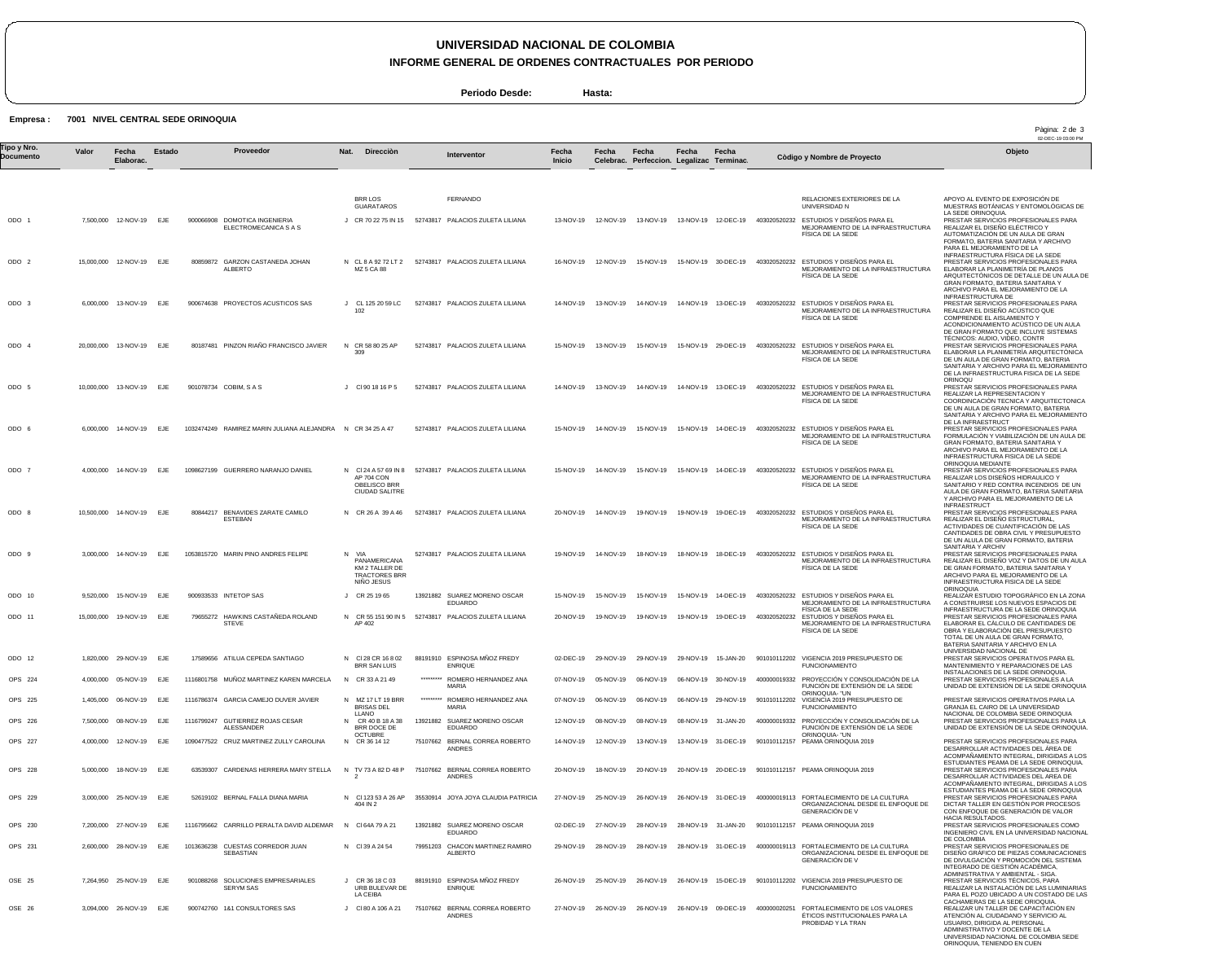# UNIVERSIDAD NACIONAL DE COLOMBIA

## INFORME GENERAL DE ORDENES CONTRACTUALES POR PERIODO

**Periodo Desde:** **Hasta:**

**Empresa :** **7001 NIVEL CENTRAL SEDE ORINOQUIA**

| Tipo y Nro. Documento | Valor | Fecha Elaborac. | Estado | Proveedor | | Nat. | Dirección | Interventor | | Fecha Inicio | Fecha Celebrac. | Fecha Perfeccion. | Fecha Legalizac | Fecha Terminac. | Còdigo y Nombre de Proyecto | | Objeto |
|---|---|---|---|---|---|---|---|---|---|---|---|---|---|---|---|---|---|
| | | | | | | | BRR LOS GUARATAROS | | FERNANDO | | | | | | | RELACIONES EXTERIORES DE LA UNIVERSIDAD N | APOYO AL EVENTO DE EXPOSICIÓN DE MUESTRAS BOTÁNICAS Y ENTOMOLÓGICAS DE LA SEDE ORINOQUIA. |
| ODO 1 | 7,500,000 | 12-NOV-19 | EJE | 900066908 | DOMOTICA INGENIERIA ELECTROMECANICA S A S | J | CR 70 22 75 IN 15 | 52743817 | PALACIOS ZULETA LILIANA | 13-NOV-19 | 12-NOV-19 | 13-NOV-19 | 13-NOV-19 | 12-DEC-19 | 403020520232 | ESTUDIOS Y DISEÑOS PARA EL MEJORAMIENTO DE LA INFRAESTRUCTURA FÍSICA DE LA SEDE | PRESTAR SERVICIOS PROFESIONALES PARA REALIZAR EL DISEÑO ELÉCTRICO Y AUTOMATIZACIÓN DE UN AULA DE GRAN FORMATO, BATERIA SANITARIA Y ARCHIVO PARA EL MEJORAMIENTO DE LA INFRAESTRUCTURA FÍSICA DE LA SEDE |
| ODO 2 | 15,000,000 | 12-NOV-19 | EJE | 80859872 | GARZON CASTANEDA JOHAN ALBERTO | N | CL 8 A 92 72 LT 2 MZ 5 CA 88 | 52743817 | PALACIOS ZULETA LILIANA | 16-NOV-19 | 12-NOV-19 | 15-NOV-19 | 15-NOV-19 | 30-DEC-19 | 403020520232 | ESTUDIOS Y DISEÑOS PARA EL MEJORAMIENTO DE LA INFRAESTRUCTURA FÍSICA DE LA SEDE | PRESTAR SERVICIOS PROFESIONALES PARA ELABORAR LA PLANIMETRÍA DE PLANOS ARQUITECTÓNICOS DE DETALLE DE UN AULA DE GRAN FORMATO, BATERIA SANITARIA Y ARCHIVO PARA EL MEJORAMIENTO DE LA INFRAESTRUCTURA DE |
| ODO 3 | 6,000,000 | 13-NOV-19 | EJE | 900674638 | PROYECTOS ACUSTICOS SAS | J | CL 125 20 59 LC 102 | 52743817 | PALACIOS ZULETA LILIANA | 14-NOV-19 | 13-NOV-19 | 14-NOV-19 | 14-NOV-19 | 13-DEC-19 | 403020520232 | ESTUDIOS Y DISEÑOS PARA EL MEJORAMIENTO DE LA INFRAESTRUCTURA FÍSICA DE LA SEDE | PRESTAR SERVICIOS PROFESIONALES PARA REALIZAR EL DISEÑO ACÚSTICO QUE COMPRENDE EL AISLAMIENTO Y ACONDICIONAMIENTO ACÚSTICO DE UN AULA DE GRAN FORMATO QUE INCLUYE SISTEMAS TÉCNICOS: AUDIO, VIDEO, CONTR |
| ODO 4 | 20,000,000 | 13-NOV-19 | EJE | 80187481 | PINZON RIAÑO FRANCISCO JAVIER | N | CR 58 80 25 AP 309 | 52743817 | PALACIOS ZULETA LILIANA | 15-NOV-19 | 13-NOV-19 | 15-NOV-19 | 15-NOV-19 | 29-DEC-19 | 403020520232 | ESTUDIOS Y DISEÑOS PARA EL MEJORAMIENTO DE LA INFRAESTRUCTURA FÍSICA DE LA SEDE | PRESTAR SERVICIOS PROFESIONALES PARA ELABORAR LA PLANIMETRÍA ARQUITECTÓNICA DE UN AULA DE GRAN FORMATO, BATERIA SANITARIA Y ARCHIVO PARA EL MEJORAMIENTO DE LA INFRAESTRUCTURA FISICA DE LA SEDE ORINOQU |
| ODO 5 | 10,000,000 | 13-NOV-19 | EJE | 901078734 | COBIM, S A S | J | Cl 90 18 16 P 5 | 52743817 | PALACIOS ZULETA LILIANA | 14-NOV-19 | 13-NOV-19 | 14-NOV-19 | 14-NOV-19 | 13-DEC-19 | 403020520232 | ESTUDIOS Y DISEÑOS PARA EL MEJORAMIENTO DE LA INFRAESTRUCTURA FÍSICA DE LA SEDE | PRESTAR SERVICIOS PROFESIONALES PARA REALIZAR LA REPRESENTACION Y COORDINCACIÓN TECNICA Y ARQUITECTONICA DE UN AULA DE GRAN FORMATO, BATERIA SANITARIA Y ARCHIVO PARA EL MEJORAMIENTO DE LA INFRAESTRUCT |
| ODO 6 | 6,000,000 | 14-NOV-19 | EJE | 1032474249 | RAMIREZ MARIN JULIANA ALEJANDRA | N | CR 34 25 A 47 | 52743817 | PALACIOS ZULETA LILIANA | 15-NOV-19 | 14-NOV-19 | 15-NOV-19 | 15-NOV-19 | 14-DEC-19 | 403020520232 | ESTUDIOS Y DISEÑOS PARA EL MEJORAMIENTO DE LA INFRAESTRUCTURA FÍSICA DE LA SEDE | PRESTAR SERVICIOS PROFESIONALES PARA FORMULACIÓN Y VIABILIZACIÓN DE UN AULA DE GRAN FORMATO, BATERIA SANITARIA Y ARCHIVO PARA EL MEJORAMIENTO DE LA INFRAESTRUCTURA FISICA DE LA SEDE ORINOQUIA MEDIANTE |
| ODO 7 | 4,000,000 | 14-NOV-19 | EJE | 1098627199 | GUERRERO NARANJO DANIEL | N | Cl 24 A 57 69 IN 8 AP 704 CON OBELISCO BRR CIUDAD SALITRE | 52743817 | PALACIOS ZULETA LILIANA | 15-NOV-19 | 14-NOV-19 | 15-NOV-19 | 15-NOV-19 | 14-DEC-19 | 403020520232 | ESTUDIOS Y DISEÑOS PARA EL MEJORAMIENTO DE LA INFRAESTRUCTURA FÍSICA DE LA SEDE | PRESTAR SERVICIOS PROFESIONALES PARA REALIZAR LOS DISEÑOS HIDRAULICO Y SANITARIO Y RED CONTRA INCENDIOS DE UN AULA DE GRAN FORMATO, BATERIA SANITARIA Y ARCHIVO PARA EL MEJORAMIENTO DE LA INFRAESTRUCT |
| ODO 8 | 10,500,000 | 14-NOV-19 | EJE | 80844217 | BENAVIDES ZARATE CAMILO ESTEBAN | N | CR 26 A 39 A 46 | 52743817 | PALACIOS ZULETA LILIANA | 20-NOV-19 | 14-NOV-19 | 19-NOV-19 | 19-NOV-19 | 19-DEC-19 | 403020520232 | ESTUDIOS Y DISEÑOS PARA EL MEJORAMIENTO DE LA INFRAESTRUCTURA FÍSICA DE LA SEDE | PRESTAR SERVICIOS PROFESIONALES PARA REALIZAR EL DISEÑO ESTRUCTURAL, ACTIVIDADES DE CUANTIFICACIÓN DE LAS CANTIDADES DE OBRA CIVIL Y PRESUPUESTO DE UN ALULA DE GRAN FORMATO, BATERIA SANITARIA Y ARCHIV |
| ODO 9 | 3,000,000 | 14-NOV-19 | EJE | 1053815720 | MARIN PINO ANDRES FELIPE | N | VIA PANAMERICANA KM 2 TALLER DE TRACTORES BRR NIÑO JESUS | 52743817 | PALACIOS ZULETA LILIANA | 19-NOV-19 | 14-NOV-19 | 18-NOV-19 | 18-NOV-19 | 18-DEC-19 | 403020520232 | ESTUDIOS Y DISEÑOS PARA EL MEJORAMIENTO DE LA INFRAESTRUCTURA FÍSICA DE LA SEDE | PRESTAR SERVICIOS PROFESIONALES PARA REALIZAR EL DISEÑO VOZ Y DATOS DE UN AULA DE GRAN FORMATO, BATERIA SANITARIA Y ARCHIVO PARA EL MEJORAMIENTO DE LA INFRAESTRUCTURA FISICA DE LA SEDE ORINOQUIA |
| ODO 10 | 9,520,000 | 15-NOV-19 | EJE | 900933533 | INTETOP SAS | J | CR 25 19 65 | 13921882 | SUAREZ MORENO OSCAR EDUARDO | 15-NOV-19 | 15-NOV-19 | 15-NOV-19 | 15-NOV-19 | 14-DEC-19 | 403020520232 | ESTUDIOS Y DISEÑOS PARA EL MEJORAMIENTO DE LA INFRAESTRUCTURA FÍSICA DE LA SEDE | REALIZAR ESTUDIO TOPOGRÁFICO EN LA ZONA A CONSTRUIRSE LOS NUEVOS ESPACIOS DE INFRAESTRUCTURA DE LA SEDE ORINOQUIA |
| ODO 11 | 15,000,000 | 19-NOV-19 | EJE | 79655272 | HAWKINS CASTAÑEDA ROLAND STEVE | N | CR 55 151 90 IN 5 AP 402 | 52743817 | PALACIOS ZULETA LILIANA | 20-NOV-19 | 19-NOV-19 | 19-NOV-19 | 19-NOV-19 | 19-DEC-19 | 403020520232 | ESTUDIOS Y DISEÑOS PARA EL MEJORAMIENTO DE LA INFRAESTRUCTURA FÍSICA DE LA SEDE | PRESTAR SERVICIOS PROFESIONALES PARA ELABORAR EL CÁLCULO DE CANTIDADES DE OBRA Y ELABORACIÓN DEL PRESUPUESTO TOTAL DE UN AULA DE GRAN FORMATO, BATERIA SANITARIA Y ARCHIVO EN LA UNIVERSIDAD NACIONAL DE |
| ODO 12 | 1,820,000 | 29-NOV-19 | EJE | 17589656 | ATILUA CEPEDA SANTIAGO | N | Cl 28 CR 16 8 02 BRR SAN LUIS | 88191910 | ESPINOSA MÑOZ FREDY ENRIQUE | 02-DEC-19 | 29-NOV-19 | 29-NOV-19 | 29-NOV-19 | 15-JAN-20 | 901010112202 | VIGENCIA 2019 PRESUPUESTO DE FUNCIONAMIENTO | PRESTAR SERVICIOS OPERATIVOS PARA EL MANTENIMIENTO Y REPARACIONES DE LAS INSTALACIONES DE LA SEDE ORINOQUIA. |
| OPS 224 | 4,000,000 | 05-NOV-19 | EJE | 1116801758 | MUÑOZ MARTINEZ KAREN MARCELA | N | CR 33 A 21 49 | ********* | ROMERO HERNANDEZ ANA MARIA | 07-NOV-19 | 05-NOV-19 | 06-NOV-19 | 06-NOV-19 | 30-NOV-19 | 400000019332 | PROYECCIÓN Y CONSOLIDACIÓN DE LA FUNCIÓN DE EXTENSIÓN DE LA SEDE ORINOQUIA- "UN | PRESTAR SERVICIOS PROFESIONALES A LA UNIDAD DE EXTENSIÓN DE LA SEDE ORINOQUIA |
| OPS 225 | 1,405,000 | 06-NOV-19 | EJE | 1116786374 | GARCIA CAMEJO DUVER JAVIER | N | MZ 17 LT 19 BRR BRISAS DEL LLANO | ********* | ROMERO HERNANDEZ ANA MARIA | 07-NOV-19 | 06-NOV-19 | 06-NOV-19 | 06-NOV-19 | 29-NOV-19 | 901010112202 | VIGENCIA 2019 PRESUPUESTO DE FUNCIONAMIENTO | PRESTAR SERVICIOS OPERATIVOS PARA LA GRANJA EL CAIRO DE LA UNIVERSIDAD NACIONAL DE COLOMBIA SEDE ORINOQUIA |
| OPS 226 | 7,500,000 | 08-NOV-19 | EJE | 1116799247 | GUTIERREZ ROJAS CESAR ALESSANDER | N | CR 40 B 18 A 38 BRR DOCE DE OCTUBRE | 13921882 | SUAREZ MORENO OSCAR EDUARDO | 12-NOV-19 | 08-NOV-19 | 08-NOV-19 | 08-NOV-19 | 31-JAN-20 | 400000019332 | PROYECCIÓN Y CONSOLIDACIÓN DE LA FUNCIÓN DE EXTENSIÓN DE LA SEDE ORINOQUIA- "UN | PRESTAR SERVICIOS PROFESIONALES PARA LA UNIDAD DE EXTENSIÓN DE LA SEDE ORINOQUIA. |
| OPS 227 | 4,000,000 | 12-NOV-19 | EJE | 1090477522 | CRUZ MARTINEZ ZULLY CAROLINA | N | CR 36 14 12 | 75107662 | BERNAL CORREA ROBERTO ANDRES | 14-NOV-19 | 12-NOV-19 | 13-NOV-19 | 13-NOV-19 | 31-DEC-19 | 901010112157 | PEAMA ORINOQUIA 2019 | PRESTAR SERVICIOS PROFESIONALES PARA DESARROLLAR ACTIVIDADES DEL ÁREA DE ACOMPAÑAMIENTO INTEGRAL, DIRIGIDAS A LOS ESTUDIANTES PEAMA DE LA SEDE ORINOQUIA. |
| OPS 228 | 5,000,000 | 18-NOV-19 | EJE | 63539307 | CARDENAS HERRERA MARY STELLA | N | TV 73 A 82 D 48 P 2 | 75107662 | BERNAL CORREA ROBERTO ANDRES | 20-NOV-19 | 18-NOV-19 | 20-NOV-19 | 20-NOV-19 | 20-DEC-19 | 901010112157 | PEAMA ORINOQUIA 2019 | PRESTAR SERVICIOS PROFESIONALES PARA DESARROLLAR ACTIVIDADES DEL AREA DE ACOMPAÑAMIENTO INTEGRAL, DIRIGIDAS A LOS ESTUDIANTES PEAMA DE LA SEDE ORINOQUIA |
| OPS 229 | 3,000,000 | 25-NOV-19 | EJE | 52619102 | BERNAL FALLA DIANA MARIA | N | CL 123 53 A 26 AP 404 IN 2 | 35530914 | JOYA JOYA CLAUDIA PATRICIA | 27-NOV-19 | 25-NOV-19 | 26-NOV-19 | 26-NOV-19 | 31-DEC-19 | 400000019113 | FORTALECIMIENTO DE LA CULTURA ORGANIZACIONAL DESDE EL ENFOQUE DE GENERACIÓN DE V | PRESTAR SERVICIOS PROFESIONALES PARA DICTAR TALLER EN GESTIÓN POR PROCESOS CON ENFOQUE DE GENERACIÓN DE VALOR HACIA RESULTADOS. |
| OPS 230 | 7,200,000 | 27-NOV-19 | EJE | 1116795662 | CARRILLO PERALTA DAVID ALDEMAR | N | Cl 64A 79 A 21 | 13921882 | SUAREZ MORENO OSCAR EDUARDO | 02-DEC-19 | 27-NOV-19 | 28-NOV-19 | 28-NOV-19 | 31-JAN-20 | 901010112157 | PEAMA ORINOQUIA 2019 | PRESTAR SERVICIOS PROFESIONALES COMO INGENIERO CIVIL EN LA UNIVERSIDAD NACIONAL DE COLOMBIA |
| OPS 231 | 2,600,000 | 28-NOV-19 | EJE | 1013636238 | CUESTAS CORREDOR JUAN SEBASTIAN | N | Cl 39 A 24 54 | 79951203 | CHACON MARTINEZ RAMIRO ALBERTO | 29-NOV-19 | 28-NOV-19 | 28-NOV-19 | 28-NOV-19 | 31-DEC-19 | 400000019113 | FORTALECIMIENTO DE LA CULTURA ORGANIZACIONAL DESDE EL ENFOQUE DE GENERACIÓN DE V | PRESTAR SERVICIOS PROFESIONALES DE DISEÑO GRÁFICO DE PIEZAS COMUNICACIONES DE DIVULGACIÓN Y PROMOCIÓN DEL SISTEMA INTEGRADO DE GESTIÓN ACADÉMICA, ADMINISTRATIVA Y AMBIENTAL - SIGA. |
| OSE 25 | 7,264,950 | 25-NOV-19 | EJE | 901088268 | SOLUCIONES EMPRESARIALES SERYM SAS | J | CR 36 18 C 03 URB BULEVAR DE LA CEIBA | 88191910 | ESPINOSA MÑOZ FREDY ENRIQUE | 26-NOV-19 | 25-NOV-19 | 26-NOV-19 | 26-NOV-19 | 15-DEC-19 | 901010112202 | VIGENCIA 2019 PRESUPUESTO DE FUNCIONAMIENTO | PRESTAR SERVICIOS TÉCNICOS, PARA REALIZAR LA INSTALACIÓN DE LAS LUMINARIAS PARA EL POZO UBICADO A UN COSTADO DE LAS CACHAMERAS DE LA SEDE ORIOQUIA. |
| OSE 26 | 3,094,000 | 26-NOV-19 | EJE | 900742760 | 1&1 CONSULTORES SAS | J | Cl 80 A 106 A 21 | 75107662 | BERNAL CORREA ROBERTO ANDRES | 27-NOV-19 | 26-NOV-19 | 26-NOV-19 | 26-NOV-19 | 09-DEC-19 | 400000020251 | FORTALECIMIENTO DE LOS VALORES ÉTICOS INSTITUCIONALES PARA LA PROBIDAD Y LA TRAN | REALIZAR UN TALLER DE CAPACITACIÓN EN ATENCIÓN AL CIUDADANO Y SERVICIO AL USUARIO, DIRIGIDA AL PERSONAL ADMINISTRATIVO Y DOCENTE DE LA UNIVERSIDAD NACIONAL DE COLOMBIA SEDE ORINOQUIA, TENIENDO EN CUEN |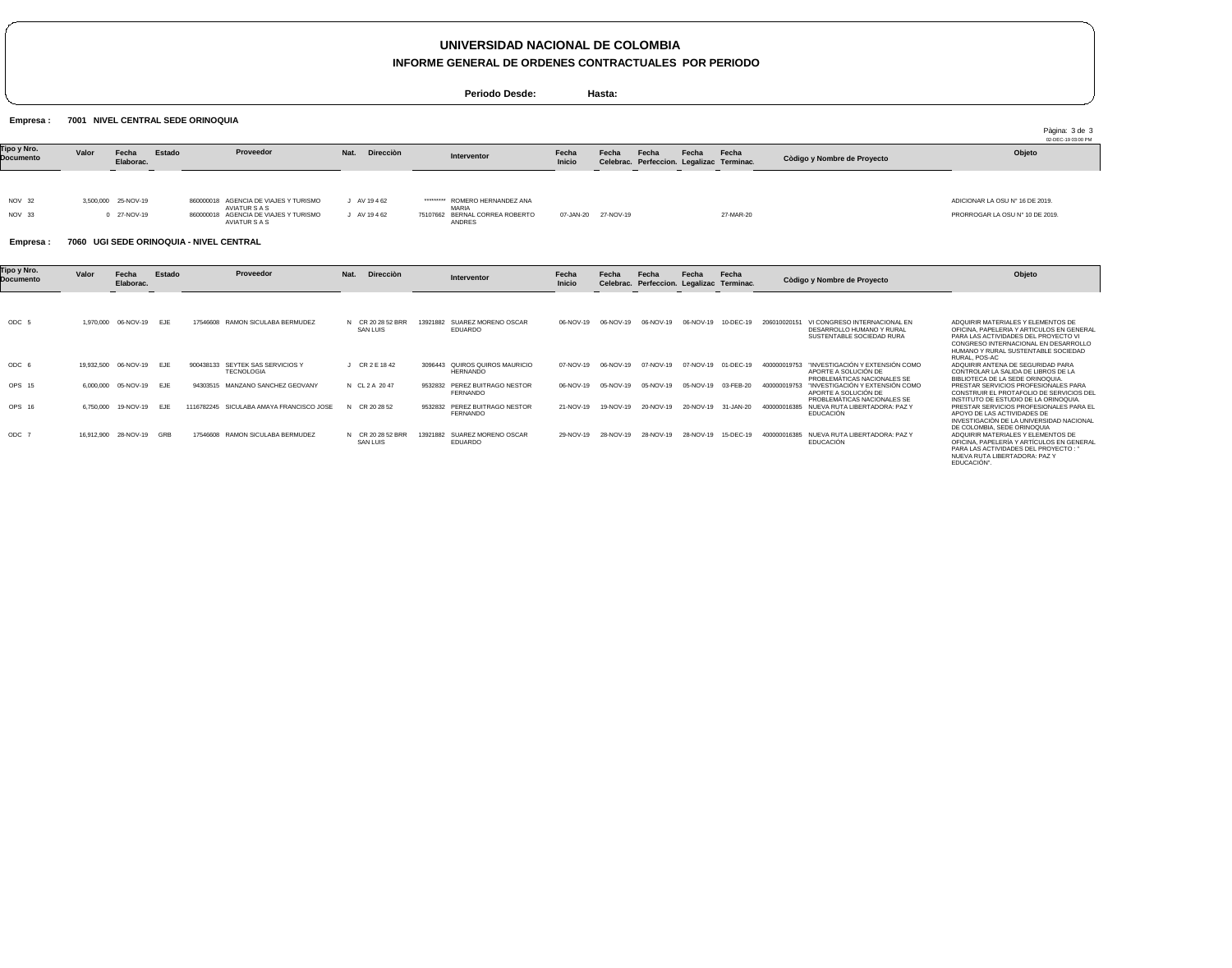# UNIVERSIDAD NACIONAL DE COLOMBIA

## INFORME GENERAL DE ORDENES CONTRACTUALES POR PERIODO

**Periodo Desde:** **Hasta:**

**Empresa : 7001 NIVEL CENTRAL SEDE ORINOQUIA**

02-DEC-19 03:00 PM

| Tipo y Nro. Documento | Valor | Fecha Elaborac. | Estado | Proveedor | Nat. | Direcciòn | Interventor | Fecha Inicio | Fecha Celebrac. | Fecha Perfeccion. | Fecha Legalizac | Fecha Terminac. | Còdigo y Nombre de Proyecto | Objeto |
|---|---|---|---|---|---|---|---|---|---|---|---|---|---|---|
| NOV 32 | 3,500,000 | 25-NOV-19 | | 860000018 AGENCIA DE VIAJES Y TURISMO AVIATUR S A S | J | AV 19 4 62 | ********* ROMERO HERNANDEZ ANA MARIA | | | | | | | ADICIONAR LA OSU N° 16 DE 2019. |
| NOV 33 | 0 | 27-NOV-19 | | 860000018 AGENCIA DE VIAJES Y TURISMO AVIATUR S A S | J | AV 19 4 62 | 75107662 BERNAL CORREA ROBERTO ANDRES | 07-JAN-20 | 27-NOV-19 | | | 27-MAR-20 | | PRORROGAR LA OSU N° 10 DE 2019. |

**Empresa : 7060 UGI SEDE ORINOQUIA - NIVEL CENTRAL**

| Tipo y Nro. Documento | Valor | Fecha Elaborac. | Estado | Proveedor | Nat. | Direcciòn | Interventor | Fecha Inicio | Fecha Celebrac. | Fecha Perfeccion. | Fecha Legalizac | Fecha Terminac. | Còdigo y Nombre de Proyecto | Objeto |
|---|---|---|---|---|---|---|---|---|---|---|---|---|---|---|
| ODC 5 | 1,970,000 | 06-NOV-19 | EJE | 17546608 RAMON SICULABA BERMUDEZ | N | CR 20 28 52 BRR SAN LUIS | 13921882 SUAREZ MORENO OSCAR EDUARDO | 06-NOV-19 | 06-NOV-19 | 06-NOV-19 | 06-NOV-19 | 10-DEC-19 | 206010020151 VI CONGRESO INTERNACIONAL EN DESARROLLO HUMANO Y RURAL SUSTENTABLE SOCIEDAD RURA | ADQUIRIR MATERIALES Y ELEMENTOS DE OFICINA, PAPELERIA Y ARTICULOS EN GENERAL PARA LAS ACTIVIDADES DEL PROYECTO VI CONGRESO INTERNACIONAL EN DESARROLLO HUMANO Y RURAL SUSTENTABLE SOCIEDAD RURAL, POS-AC |
| ODC 6 | 19,932,500 | 06-NOV-19 | EJE | 900438133 SEYTEK SAS SERVICIOS Y TECNOLOGIA | J | CR 2 E 18 42 | 3096443 QUIROS QUIROS MAURICIO HERNANDO | 07-NOV-19 | 06-NOV-19 | 07-NOV-19 | 07-NOV-19 | 01-DEC-19 | 400000019753 "INVESTIGACIÓN Y EXTENSIÓN COMO APORTE A SOLUCIÓN DE PROBLEMÁTICAS NACIONALES SE | ADQUIRIR ANTENA DE SEGURIDAD PARA CONTROLAR LA SALIDA DE LIBROS DE LA BIBLIOTECA DE LA SEDE ORINOQUIA. |
| OPS 15 | 6,000,000 | 05-NOV-19 | EJE | 94303515 MANZANO SANCHEZ GEOVANY | N | CL 2 A 20 47 | 9532832 PEREZ BUITRAGO NESTOR FERNANDO | 06-NOV-19 | 05-NOV-19 | 05-NOV-19 | 05-NOV-19 | 03-FEB-20 | 400000019753 "INVESTIGACIÓN Y EXTENSIÓN COMO APORTE A SOLUCIÓN DE PROBLEMÁTICAS NACIONALES SE | PRESTAR SERVICIOS PROFESIONALES PARA CONSTRUIR EL PROTAFOLIO DE SERVICIOS DEL INSTITUTO DE ESTUDIO DE LA ORINOQUIA. |
| OPS 16 | 6,750,000 | 19-NOV-19 | EJE | 1116782245 SICULABA AMAYA FRANCISCO JOSE | N | CR 20 28 52 | 9532832 PEREZ BUITRAGO NESTOR FERNANDO | 21-NOV-19 | 19-NOV-19 | 20-NOV-19 | 20-NOV-19 | 31-JAN-20 | 400000016385 NUEVA RUTA LIBERTADORA: PAZ Y EDUCACIÓN | PRESTAR SERVICIOS PROFESIONALES PARA EL APOYO DE LAS ACTIVIDADES DE INVESTIGACIÓN DE LA UNIVERSIDAD NACIONAL DE COLOMBIA, SEDE ORINOQUIA |
| ODC 7 | 16,912,900 | 28-NOV-19 | GRB | 17546608 RAMON SICULABA BERMUDEZ | N | CR 20 28 52 BRR SAN LUIS | 13921882 SUAREZ MORENO OSCAR EDUARDO | 29-NOV-19 | 28-NOV-19 | 28-NOV-19 | 28-NOV-19 | 15-DEC-19 | 400000016385 NUEVA RUTA LIBERTADORA: PAZ Y EDUCACIÓN | ADQUIRIR MATERIALES Y ELEMENTOS DE OFICINA, PAPELERÍA Y ARTÍCULOS EN GENERAL PARA LAS ACTIVIDADES DEL PROYECTO : " NUEVA RUTA LIBERTADORA: PAZ Y EDUCACIÓN". |